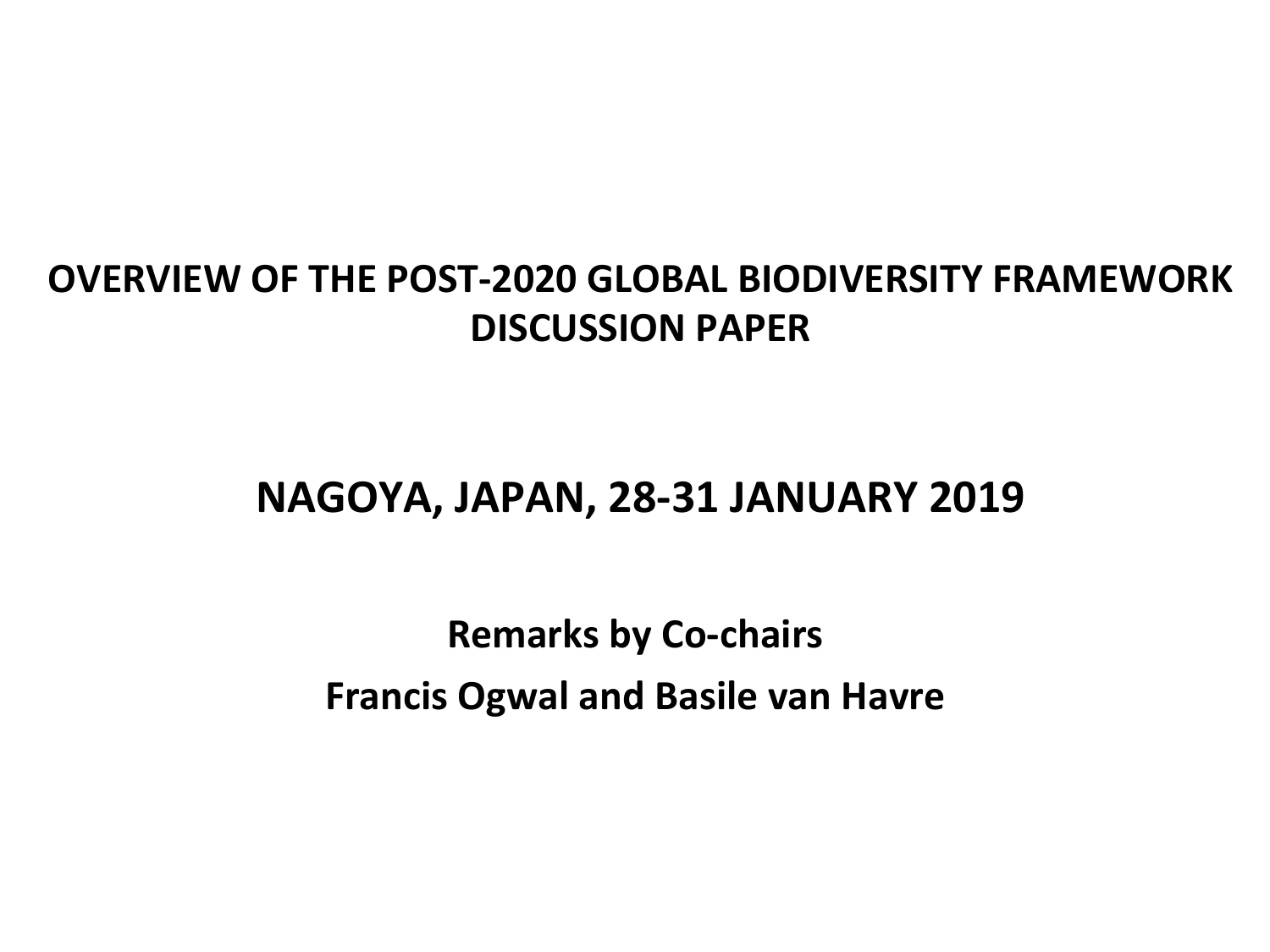# OVERVIEW OF THE POST-2020 GLOBAL BIODIVERSITY FRAMEWORK DISCUSSION PAPER

## NAGOYA, JAPAN, 28-31 JANUARY 2019

**Remarks by Co-chairs**

**Francis Ogwal and Basile van Havre**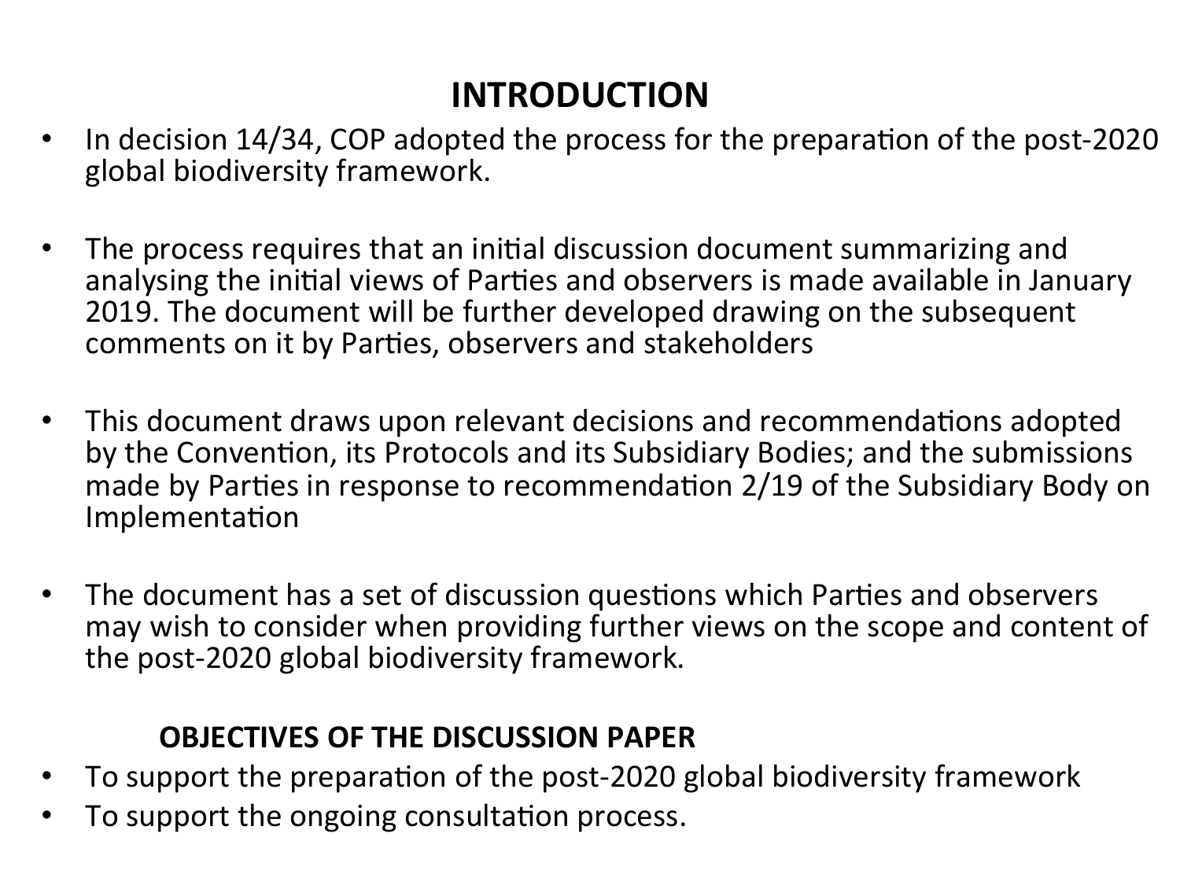## INTRODUCTION

- In decision 14/34, COP adopted the process for the preparation of the post-2020 global biodiversity framework.
- The process requires that an initial discussion document summarizing and analysing the initial views of Parties and observers is made available in January 2019. The document will be further developed drawing on the subsequent comments on it by Parties, observers and stakeholders
- This document draws upon relevant decisions and recommendations adopted by the Convention, its Protocols and its Subsidiary Bodies; and the submissions made by Parties in response to recommendation 2/19 of the Subsidiary Body on Implementation
- The document has a set of discussion questions which Parties and observers may wish to consider when providing further views on the scope and content of the post-2020 global biodiversity framework.

### OBJECTIVES OF THE DISCUSSION PAPER

- To support the preparation of the post-2020 global biodiversity framework
- To support the ongoing consultation process.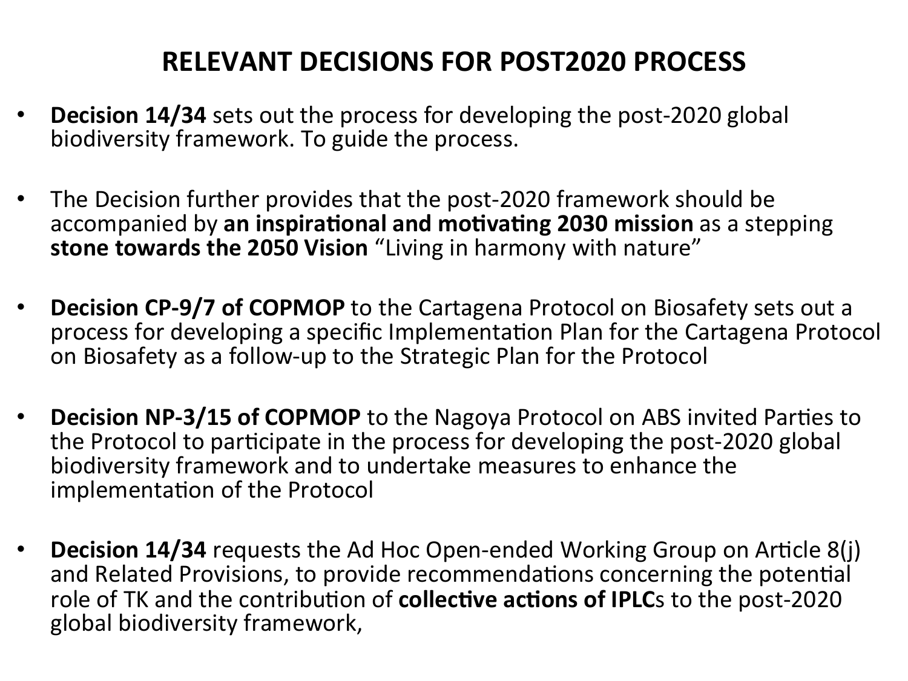# RELEVANT DECISIONS FOR POST2020 PROCESS

- **Decision 14/34** sets out the process for developing the post-2020 global biodiversity framework. To guide the process.

- The Decision further provides that the post-2020 framework should be accompanied by **an inspirational and motivating 2030 mission** as a stepping **stone towards the 2050 Vision** "Living in harmony with nature"

- **Decision CP-9/7 of COPMOP** to the Cartagena Protocol on Biosafety sets out a process for developing a specific Implementation Plan for the Cartagena Protocol on Biosafety as a follow-up to the Strategic Plan for the Protocol

- **Decision NP-3/15 of COPMOP** to the Nagoya Protocol on ABS invited Parties to the Protocol to participate in the process for developing the post-2020 global biodiversity framework and to undertake measures to enhance the implementation of the Protocol

- **Decision 14/34** requests the Ad Hoc Open-ended Working Group on Article 8(j) and Related Provisions, to provide recommendations concerning the potential role of TK and the contribution of **collective actions of IPLC**s to the post-2020 global biodiversity framework,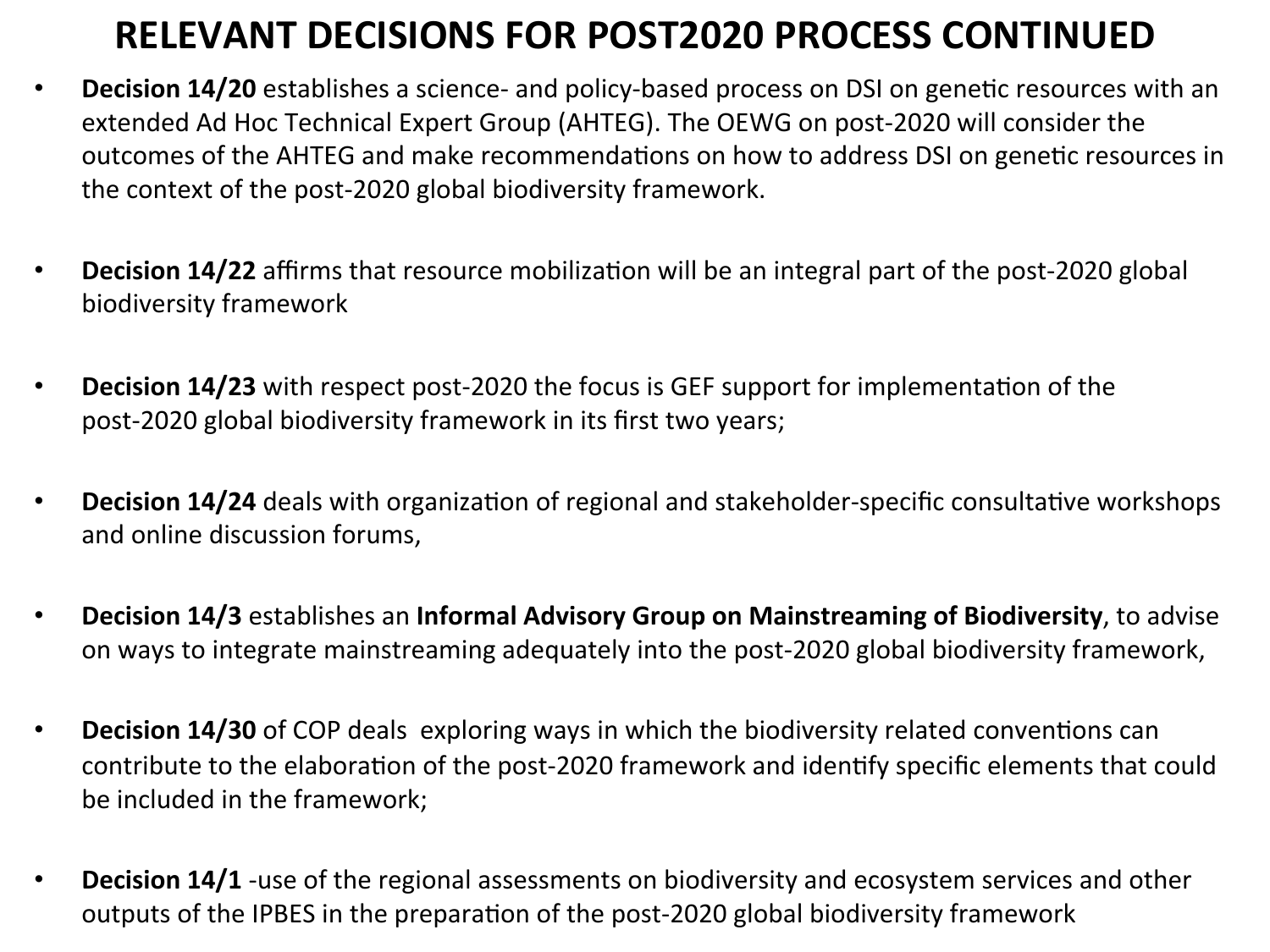# RELEVANT DECISIONS FOR POST2020 PROCESS CONTINUED

- **Decision 14/20** establishes a science- and policy-based process on DSI on genetic resources with an extended Ad Hoc Technical Expert Group (AHTEG). The OEWG on post-2020 will consider the outcomes of the AHTEG and make recommendations on how to address DSI on genetic resources in the context of the post-2020 global biodiversity framework.

- **Decision 14/22** affirms that resource mobilization will be an integral part of the post-2020 global biodiversity framework

- **Decision 14/23** with respect post-2020 the focus is GEF support for implementation of the post-2020 global biodiversity framework in its first two years;

- **Decision 14/24** deals with organization of regional and stakeholder-specific consultative workshops and online discussion forums,

- **Decision 14/3** establishes an **Informal Advisory Group on Mainstreaming of Biodiversity**, to advise on ways to integrate mainstreaming adequately into the post-2020 global biodiversity framework,

- **Decision 14/30** of COP deals exploring ways in which the biodiversity related conventions can contribute to the elaboration of the post-2020 framework and identify specific elements that could be included in the framework;

- **Decision 14/1** -use of the regional assessments on biodiversity and ecosystem services and other outputs of the IPBES in the preparation of the post-2020 global biodiversity framework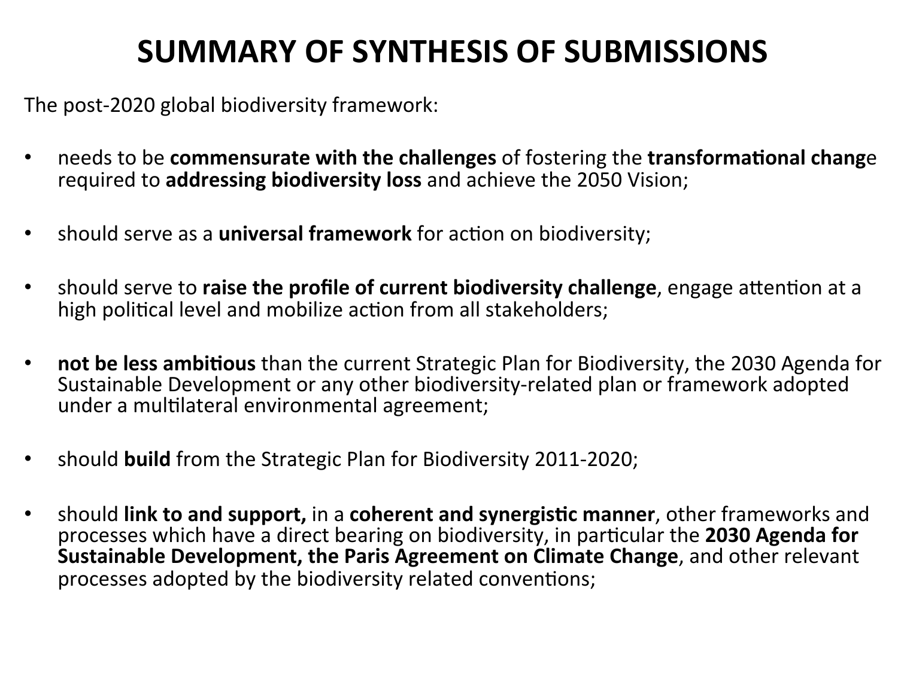# SUMMARY OF SYNTHESIS OF SUBMISSIONS

The post-2020 global biodiversity framework:

- needs to be **commensurate with the challenges** of fostering the **transformational chang**e required to **addressing biodiversity loss** and achieve the 2050 Vision;

- should serve as a **universal framework** for action on biodiversity;

- should serve to **raise the profile of current biodiversity challenge**, engage attention at a high political level and mobilize action from all stakeholders;

- **not be less ambitious** than the current Strategic Plan for Biodiversity, the 2030 Agenda for Sustainable Development or any other biodiversity-related plan or framework adopted under a multilateral environmental agreement;

- should **build** from the Strategic Plan for Biodiversity 2011-2020;

- should **link to and support,** in a **coherent and synergistic manner**, other frameworks and processes which have a direct bearing on biodiversity, in particular the **2030 Agenda for Sustainable Development, the Paris Agreement on Climate Change**, and other relevant processes adopted by the biodiversity related conventions;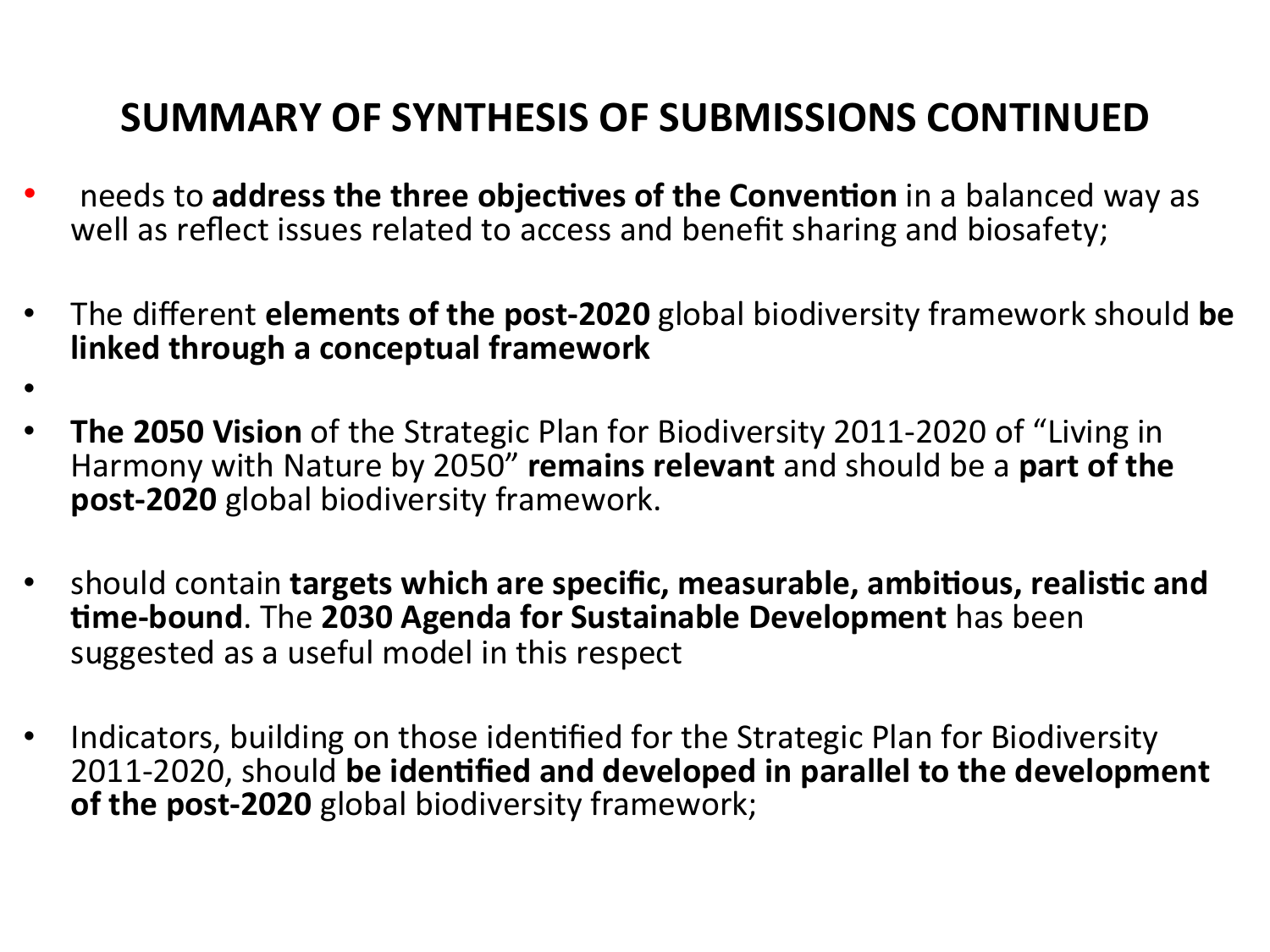# SUMMARY OF SYNTHESIS OF SUBMISSIONS CONTINUED

- needs to **address the three objectives of the Convention** in a balanced way as well as reflect issues related to access and benefit sharing and biosafety;

- The different **elements of the post-2020** global biodiversity framework should **be linked through a conceptual framework**

- **The 2050 Vision** of the Strategic Plan for Biodiversity 2011-2020 of "Living in Harmony with Nature by 2050" **remains relevant** and should be a **part of the post-2020** global biodiversity framework.

- should contain **targets which are specific, measurable, ambitious, realistic and time-bound**. The **2030 Agenda for Sustainable Development** has been suggested as a useful model in this respect

- Indicators, building on those identified for the Strategic Plan for Biodiversity 2011-2020, should **be identified and developed in parallel to the development of the post-2020** global biodiversity framework;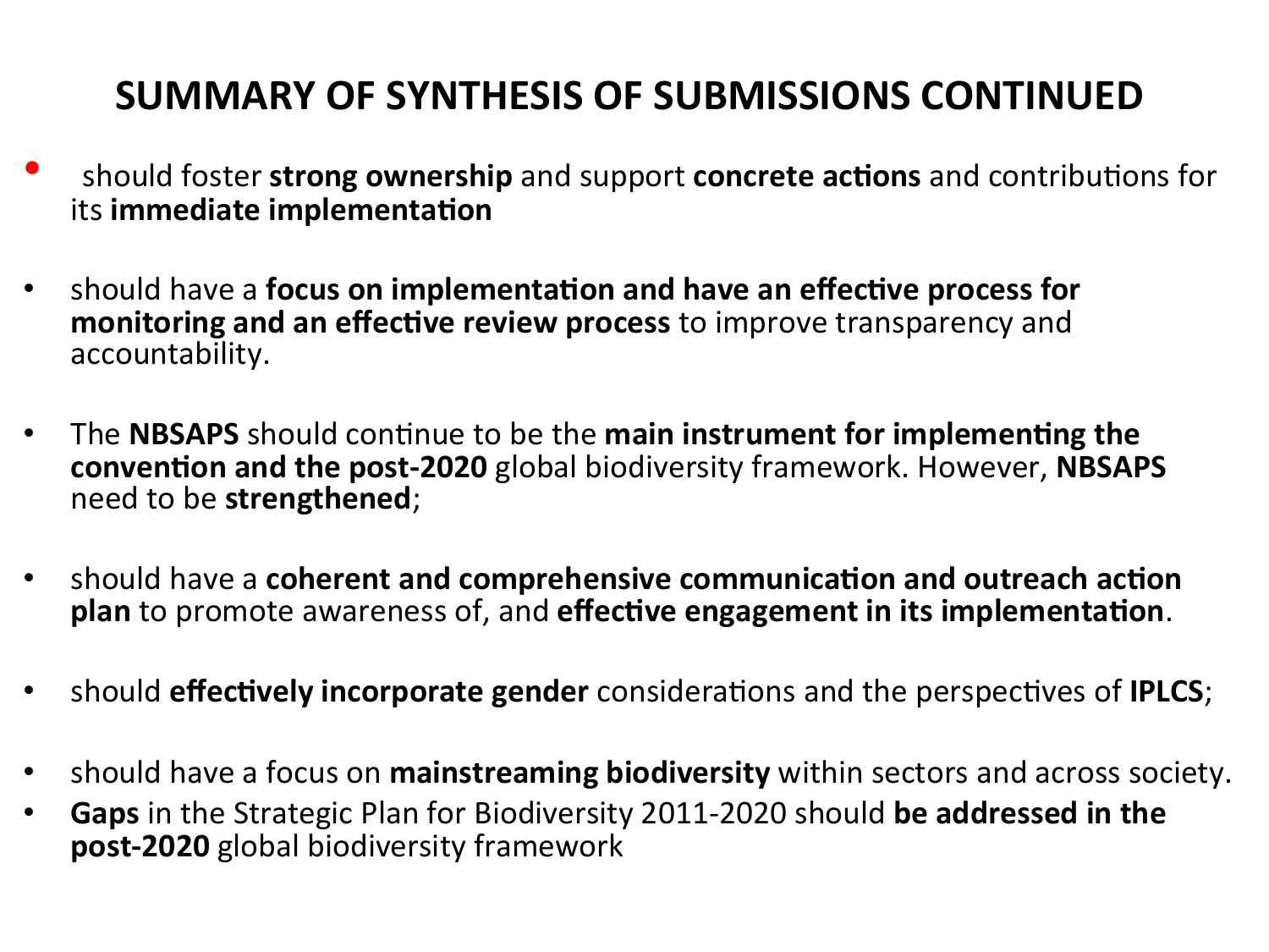# SUMMARY OF SYNTHESIS OF SUBMISSIONS CONTINUED

- should foster **strong ownership** and support **concrete actions** and contributions for its **immediate implementation**
- should have a **focus on implementation and have an effective process for monitoring and an effective review process** to improve transparency and accountability.
- The **NBSAPS** should continue to be the **main instrument for implementing the convention and the post-2020** global biodiversity framework. However, **NBSAPS** need to be **strengthened**;
- should have a **coherent and comprehensive communication and outreach action plan** to promote awareness of, and **effective engagement in its implementation**.
- should **effectively incorporate gender** considerations and the perspectives of **IPLCS**;
- should have a focus on **mainstreaming biodiversity** within sectors and across society.
- **Gaps** in the Strategic Plan for Biodiversity 2011-2020 should **be addressed in the post-2020** global biodiversity framework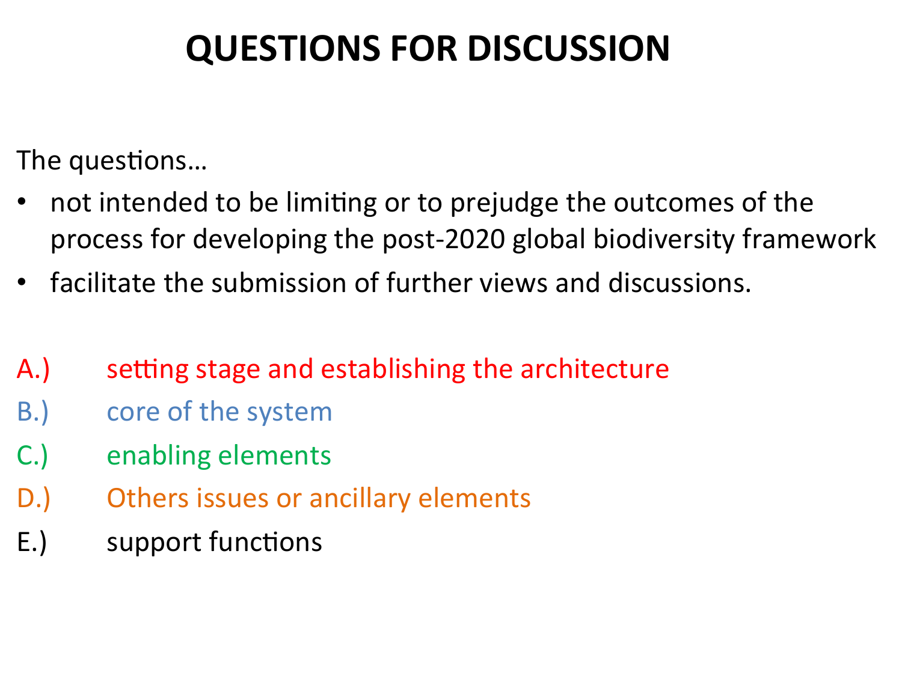# QUESTIONS FOR DISCUSSION

The questions…

- not intended to be limiting or to prejudge the outcomes of the process for developing the post-2020 global biodiversity framework
- facilitate the submission of further views and discussions.

A.) setting stage and establishing the architecture

B.) core of the system

C.) enabling elements

D.) Others issues or ancillary elements

E.) support functions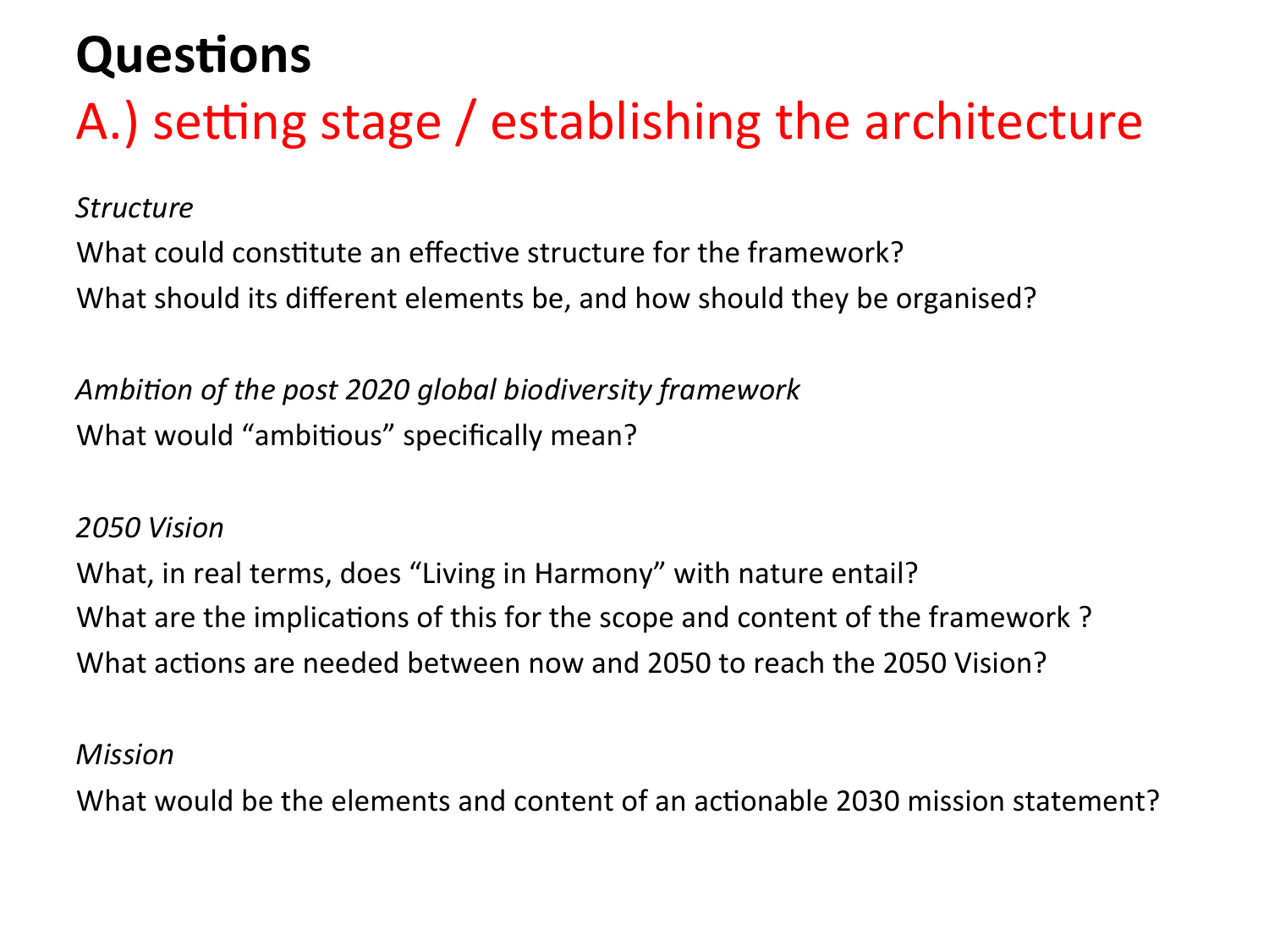# Questions

## A.) setting stage / establishing the architecture

*Structure*

What could constitute an effective structure for the framework?

What should its different elements be, and how should they be organised?

*Ambition of the post 2020 global biodiversity framework*

What would "ambitious" specifically mean?

*2050 Vision*

What, in real terms, does "Living in Harmony" with nature entail?

What are the implications of this for the scope and content of the framework ?

What actions are needed between now and 2050 to reach the 2050 Vision?

*Mission*

What would be the elements and content of an actionable 2030 mission statement?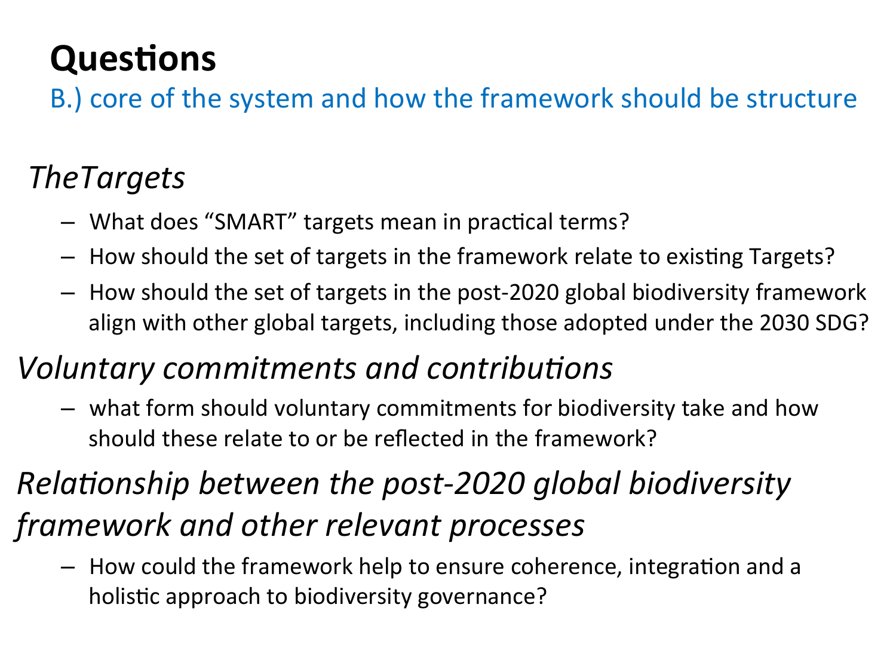# Questions

B.) core of the system and how the framework should be structure

## *TheTargets*

- What does "SMART" targets mean in practical terms?
- How should the set of targets in the framework relate to existing Targets?
- How should the set of targets in the post-2020 global biodiversity framework align with other global targets, including those adopted under the 2030 SDG?

## *Voluntary commitments and contributions*

- what form should voluntary commitments for biodiversity take and how should these relate to or be reflected in the framework?

## *Relationship between the post-2020 global biodiversity framework and other relevant processes*

- How could the framework help to ensure coherence, integration and a holistic approach to biodiversity governance?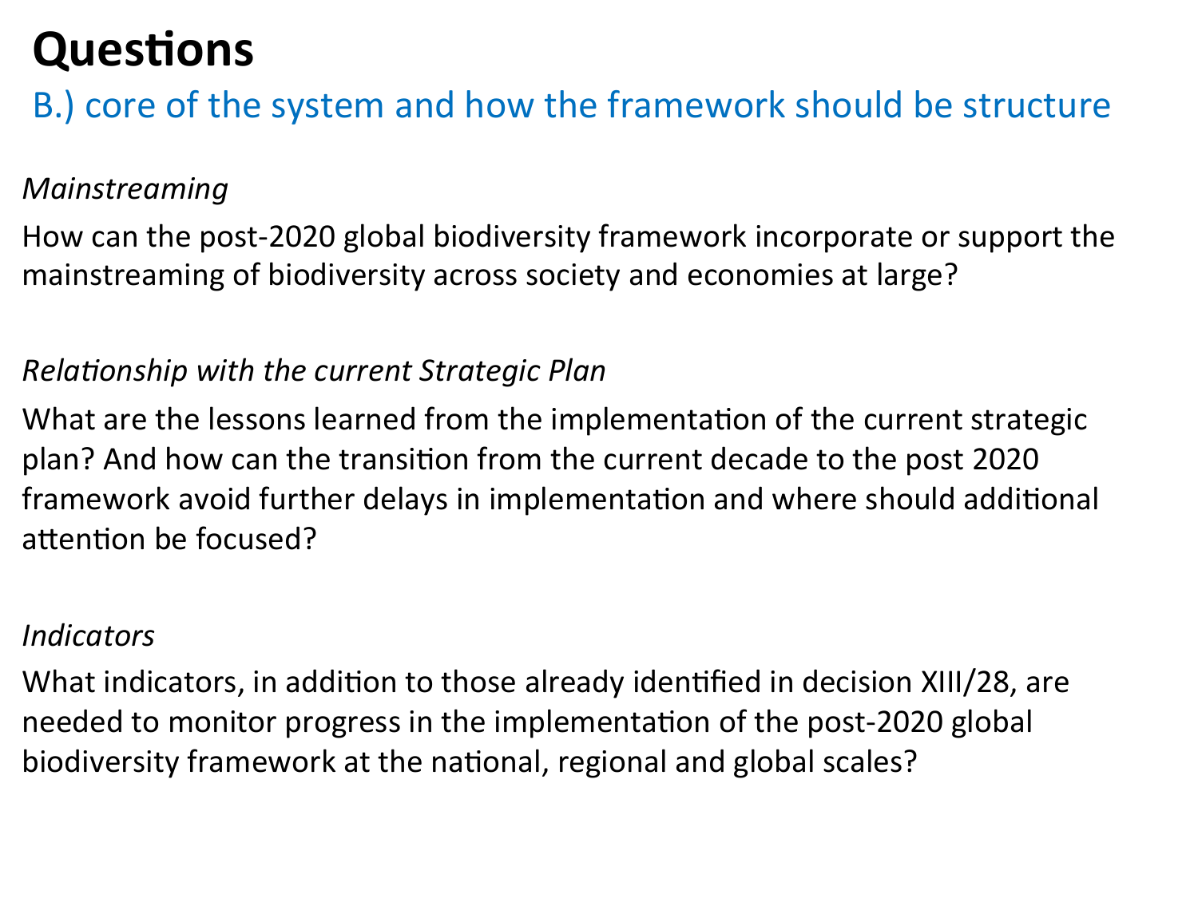# Questions

## B.) core of the system and how the framework should be structure

*Mainstreaming*

How can the post-2020 global biodiversity framework incorporate or support the mainstreaming of biodiversity across society and economies at large?

*Relationship with the current Strategic Plan*

What are the lessons learned from the implementation of the current strategic plan? And how can the transition from the current decade to the post 2020 framework avoid further delays in implementation and where should additional attention be focused?

*Indicators*

What indicators, in addition to those already identified in decision XIII/28, are needed to monitor progress in the implementation of the post-2020 global biodiversity framework at the national, regional and global scales?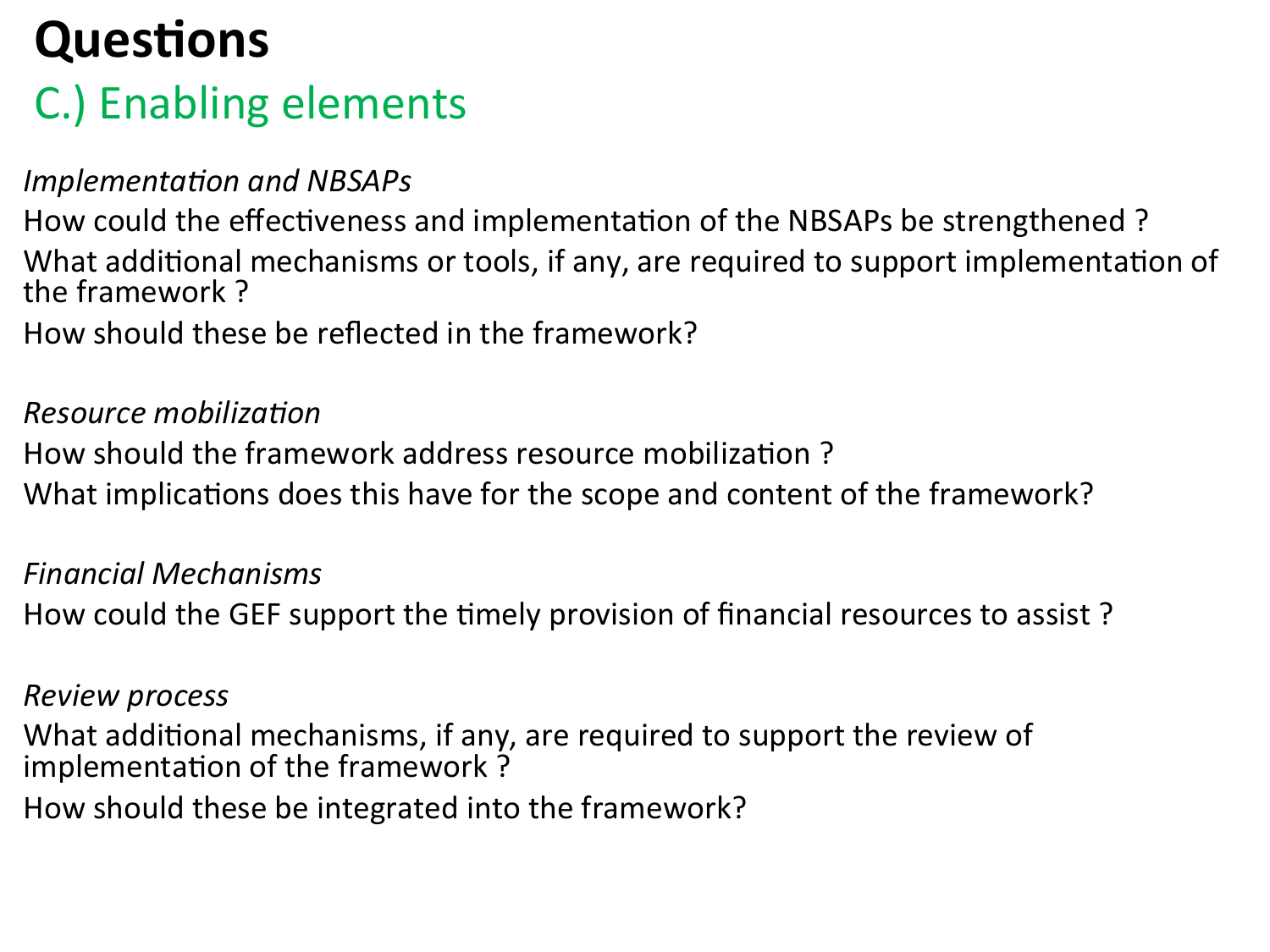# Questions

## C.) Enabling elements

*Implementation and NBSAPs*

How could the effectiveness and implementation of the NBSAPs be strengthened ?

What additional mechanisms or tools, if any, are required to support implementation of the framework ?

How should these be reflected in the framework?

*Resource mobilization*

How should the framework address resource mobilization ?

What implications does this have for the scope and content of the framework?

*Financial Mechanisms*

How could the GEF support the timely provision of financial resources to assist ?

*Review process*

What additional mechanisms, if any, are required to support the review of implementation of the framework ?

How should these be integrated into the framework?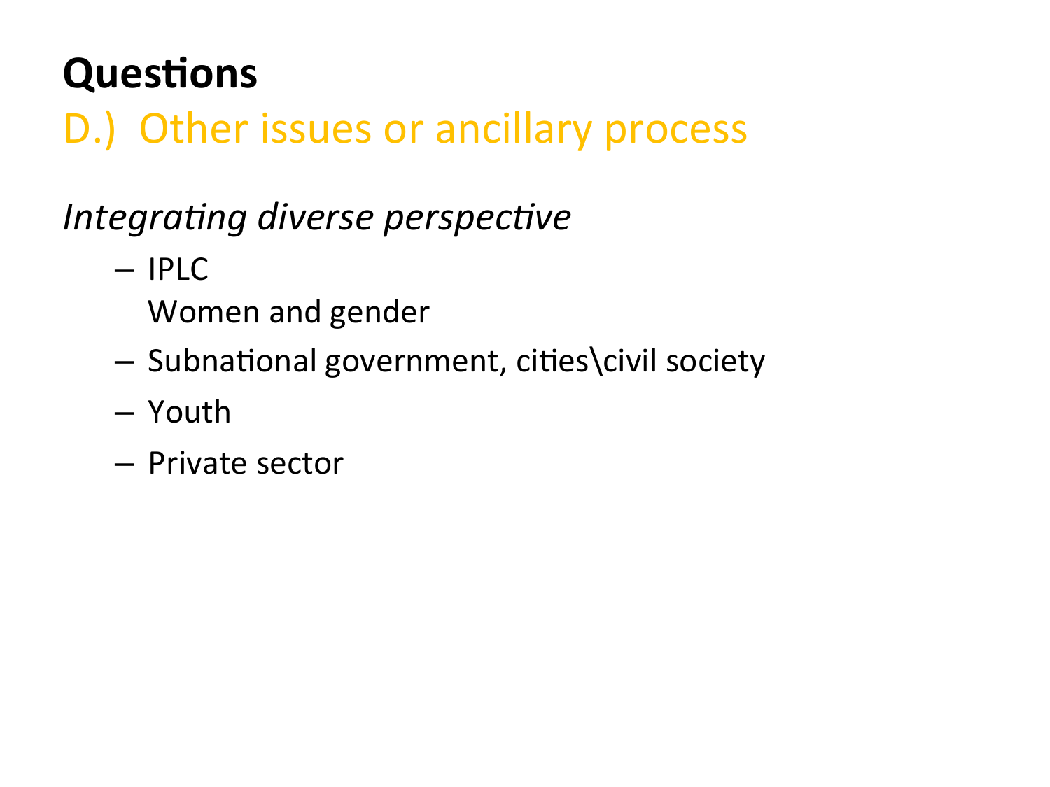# Questions

## D.) Other issues or ancillary process

*Integrating diverse perspective*

- IPLC
  Women and gender
- Subnational government, cities\civil society
- Youth
- Private sector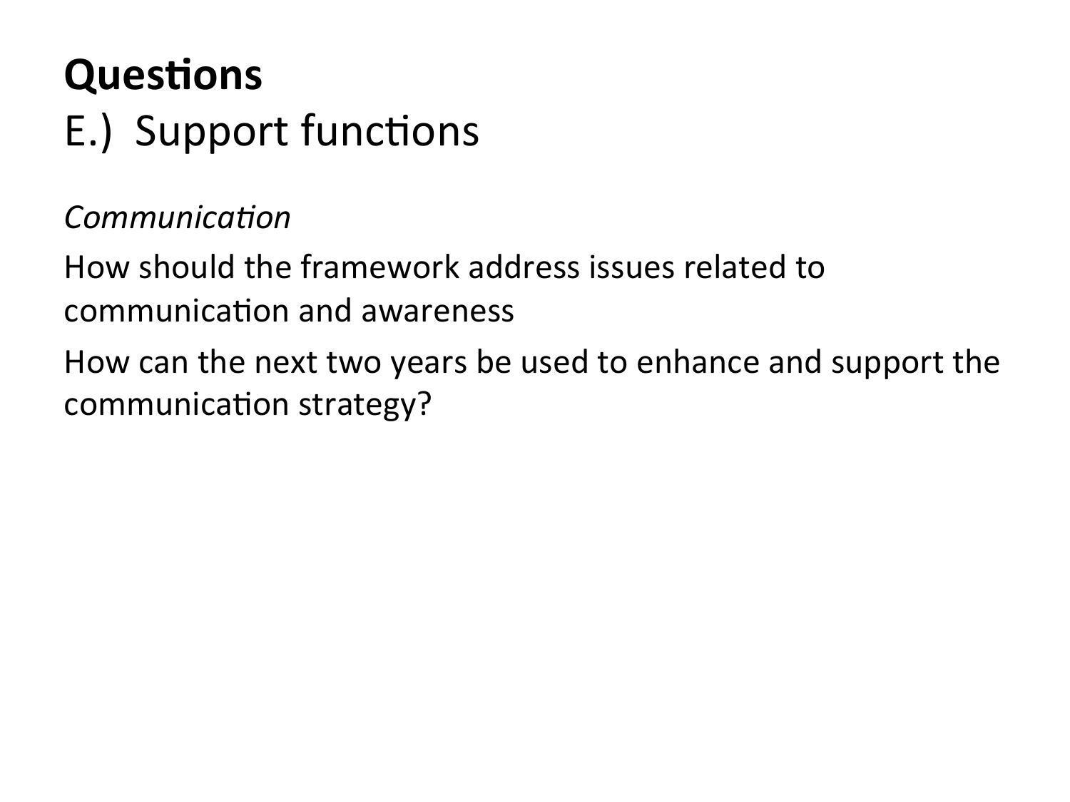# Questions

## E.) Support functions

*Communication*

How should the framework address issues related to communication and awareness

How can the next two years be used to enhance and support the communication strategy?